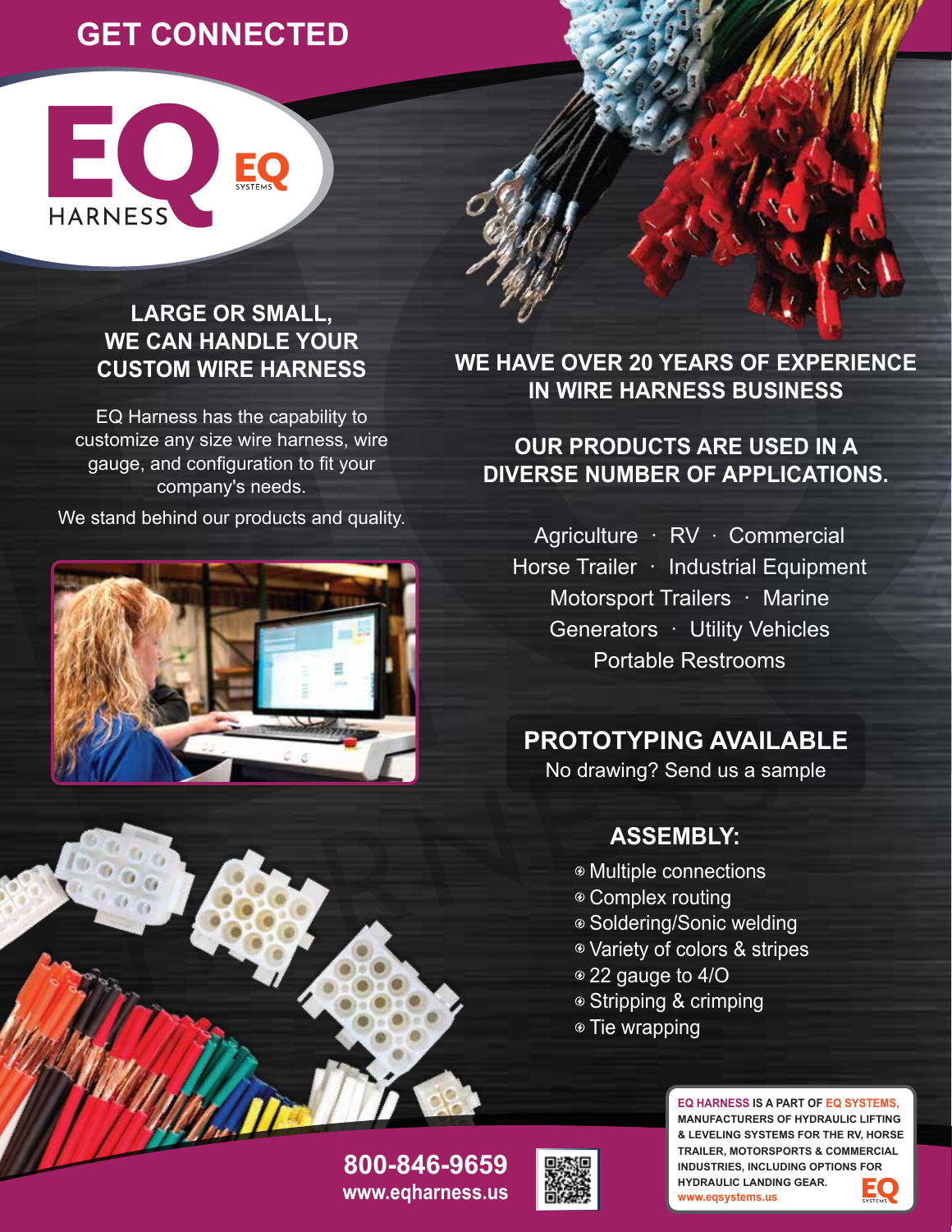# GET CONNECTED

EQ HARNESS

EQ SYSTEMS

## LARGE OR SMALL, WE CAN HANDLE YOUR CUSTOM WIRE HARNESS

EQ Harness has the capability to customize any size wire harness, wire gauge, and configuration to fit your company's needs.

We stand behind our products and quality.

## WE HAVE OVER 20 YEARS OF EXPERIENCE IN WIRE HARNESS BUSINESS

## OUR PRODUCTS ARE USED IN A DIVERSE NUMBER OF APPLICATIONS.

Agriculture · RV · Commercial
Horse Trailer · Industrial Equipment
Motorsport Trailers · Marine
Generators · Utility Vehicles
Portable Restrooms

## PROTOTYPING AVAILABLE

No drawing? Send us a sample

## ASSEMBLY:

- Multiple connections
- Complex routing
- Soldering/Sonic welding
- Variety of colors & stripes
- 22 gauge to 4/O
- Stripping & crimping
- Tie wrapping

**800-846-9659**
**www.eqharness.us**

**EQ HARNESS IS A PART OF EQ SYSTEMS, MANUFACTURERS OF HYDRAULIC LIFTING & LEVELING SYSTEMS FOR THE RV, HORSE TRAILER, MOTORSPORTS & COMMERCIAL INDUSTRIES, INCLUDING OPTIONS FOR HYDRAULIC LANDING GEAR.**
**www.eqsystems.us**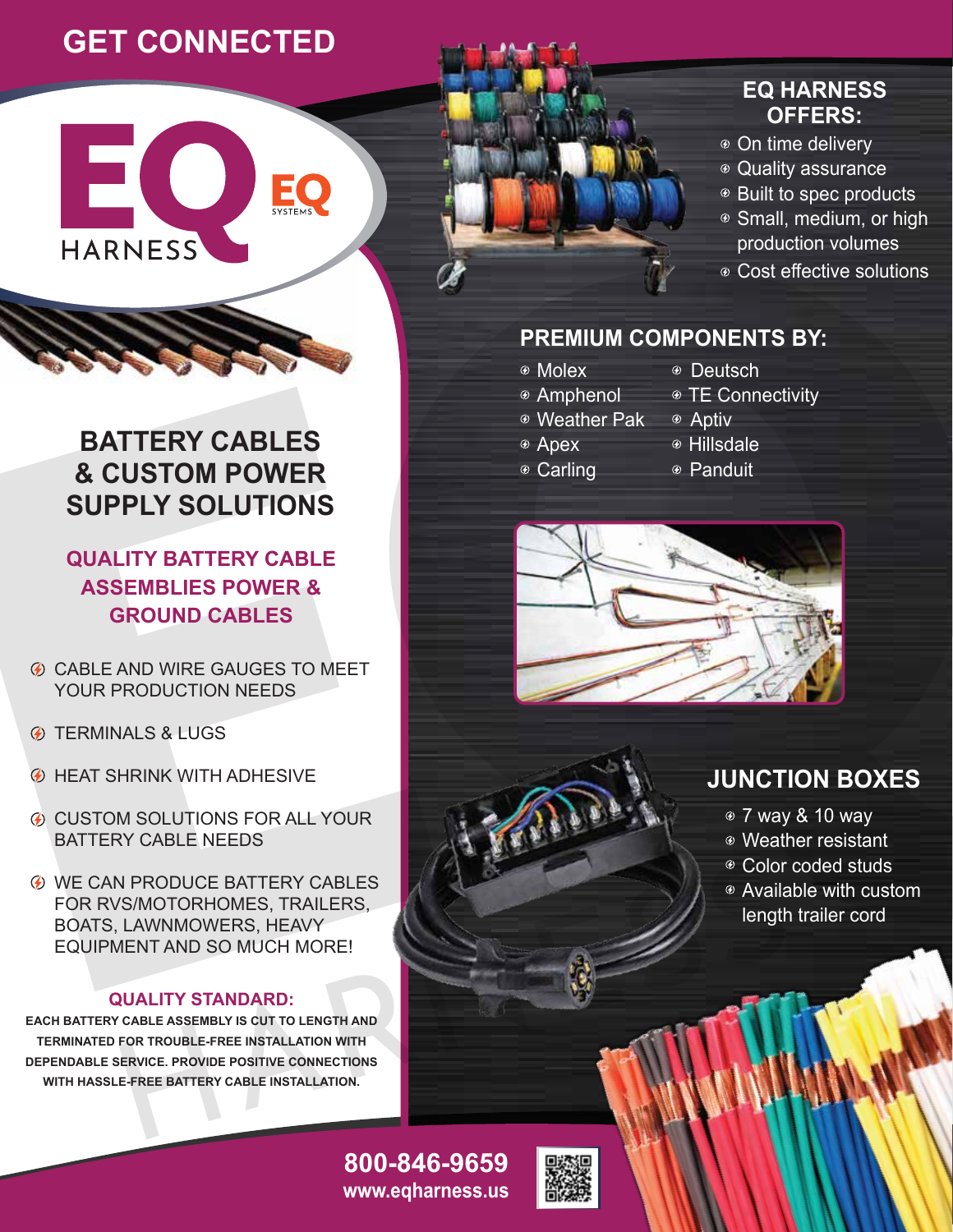# GET CONNECTED

EQ HARNESS

EQ SYSTEMS

## BATTERY CABLES & CUSTOM POWER SUPPLY SOLUTIONS

### QUALITY BATTERY CABLE ASSEMBLIES POWER & GROUND CABLES

- CABLE AND WIRE GAUGES TO MEET YOUR PRODUCTION NEEDS
- TERMINALS & LUGS
- HEAT SHRINK WITH ADHESIVE
- CUSTOM SOLUTIONS FOR ALL YOUR BATTERY CABLE NEEDS
- WE CAN PRODUCE BATTERY CABLES FOR RVS/MOTORHOMES, TRAILERS, BOATS, LAWNMOWERS, HEAVY EQUIPMENT AND SO MUCH MORE!

### QUALITY STANDARD:

**EACH BATTERY CABLE ASSEMBLY IS CUT TO LENGTH AND TERMINATED FOR TROUBLE-FREE INSTALLATION WITH DEPENDABLE SERVICE. PROVIDE POSITIVE CONNECTIONS WITH HASSLE-FREE BATTERY CABLE INSTALLATION.**

## EQ HARNESS OFFERS:

- On time delivery
- Quality assurance
- Built to spec products
- Small, medium, or high production volumes
- Cost effective solutions

## PREMIUM COMPONENTS BY:

- Molex
- Amphenol
- Weather Pak
- Apex
- Carling
- Deutsch
- TE Connectivity
- Aptiv
- Hillsdale
- Panduit

## JUNCTION BOXES

- 7 way & 10 way
- Weather resistant
- Color coded studs
- Available with custom length trailer cord

**800-846-9659**
**www.eqharness.us**